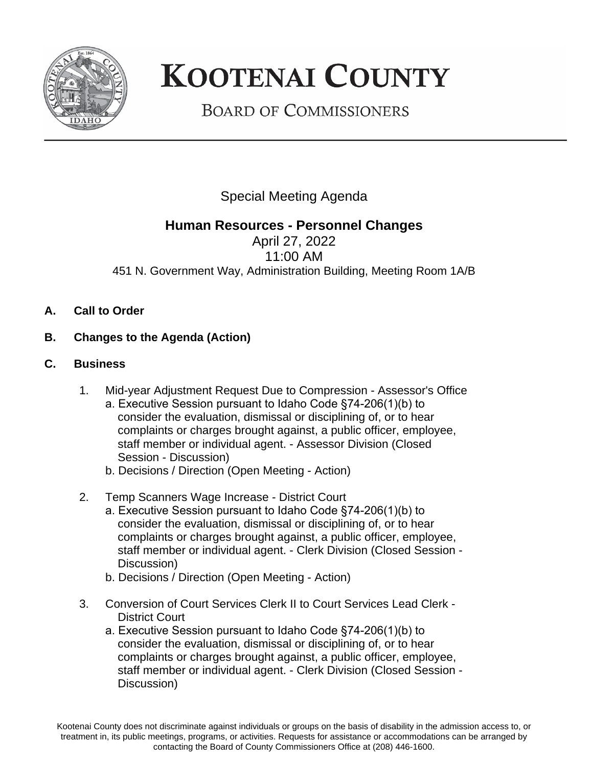# KOOTENAI COUNTY

## BOARD OF COMMISSIONERS

Special Meeting Agenda

**Human Resources - Personnel Changes**

April 27, 2022

11:00 AM

451 N. Government Way, Administration Building, Meeting Room 1A/B

**A. Call to Order**

**B. Changes to the Agenda (Action)**

**C. Business**

1. Mid-year Adjustment Request Due to Compression - Assessor's Office
   a. Executive Session pursuant to Idaho Code §74-206(1)(b) to consider the evaluation, dismissal or disciplining of, or to hear complaints or charges brought against, a public officer, employee, staff member or individual agent. - Assessor Division (Closed Session - Discussion)
   b. Decisions / Direction (Open Meeting - Action)

2. Temp Scanners Wage Increase - District Court
   a. Executive Session pursuant to Idaho Code §74-206(1)(b) to consider the evaluation, dismissal or disciplining of, or to hear complaints or charges brought against, a public officer, employee, staff member or individual agent. - Clerk Division (Closed Session - Discussion)
   b. Decisions / Direction (Open Meeting - Action)

3. Conversion of Court Services Clerk II to Court Services Lead Clerk - District Court
   a. Executive Session pursuant to Idaho Code §74-206(1)(b) to consider the evaluation, dismissal or disciplining of, or to hear complaints or charges brought against, a public officer, employee, staff member or individual agent. - Clerk Division (Closed Session - Discussion)

Kootenai County does not discriminate against individuals or groups on the basis of disability in the admission access to, or treatment in, its public meetings, programs, or activities. Requests for assistance or accommodations can be arranged by contacting the Board of County Commissioners Office at (208) 446-1600.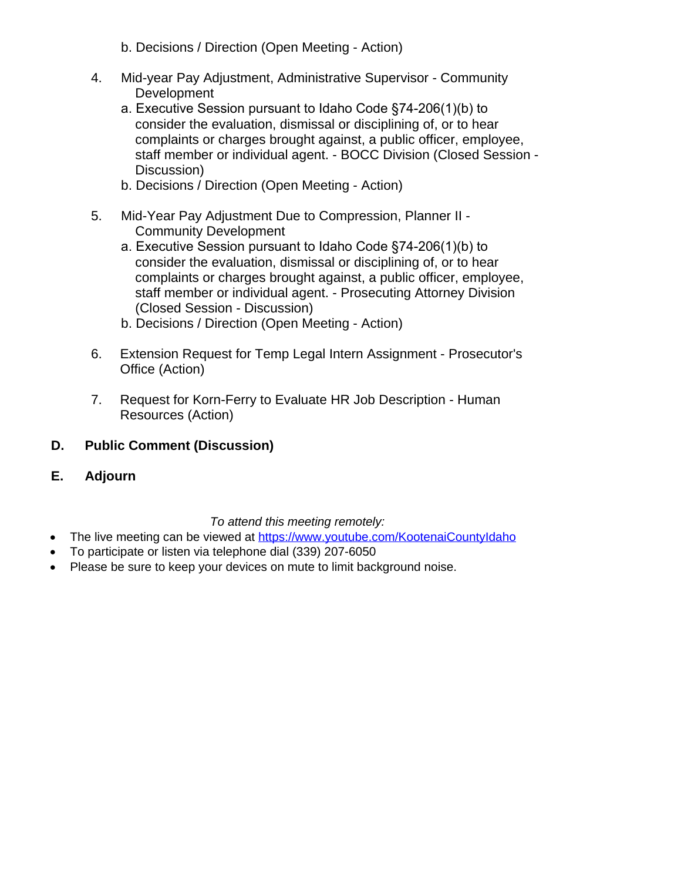b. Decisions / Direction (Open Meeting - Action)

4. Mid-year Pay Adjustment, Administrative Supervisor - Community Development
   a. Executive Session pursuant to Idaho Code §74-206(1)(b) to consider the evaluation, dismissal or disciplining of, or to hear complaints or charges brought against, a public officer, employee, staff member or individual agent. - BOCC Division (Closed Session - Discussion)
   b. Decisions / Direction (Open Meeting - Action)

5. Mid-Year Pay Adjustment Due to Compression, Planner II - Community Development
   a. Executive Session pursuant to Idaho Code §74-206(1)(b) to consider the evaluation, dismissal or disciplining of, or to hear complaints or charges brought against, a public officer, employee, staff member or individual agent. - Prosecuting Attorney Division (Closed Session - Discussion)
   b. Decisions / Direction (Open Meeting - Action)

6. Extension Request for Temp Legal Intern Assignment - Prosecutor's Office (Action)

7. Request for Korn-Ferry to Evaluate HR Job Description - Human Resources (Action)

**D. Public Comment (Discussion)**

**E. Adjourn**

*To attend this meeting remotely:*

- The live meeting can be viewed at https://www.youtube.com/KootenaiCountyIdaho
- To participate or listen via telephone dial (339) 207-6050
- Please be sure to keep your devices on mute to limit background noise.